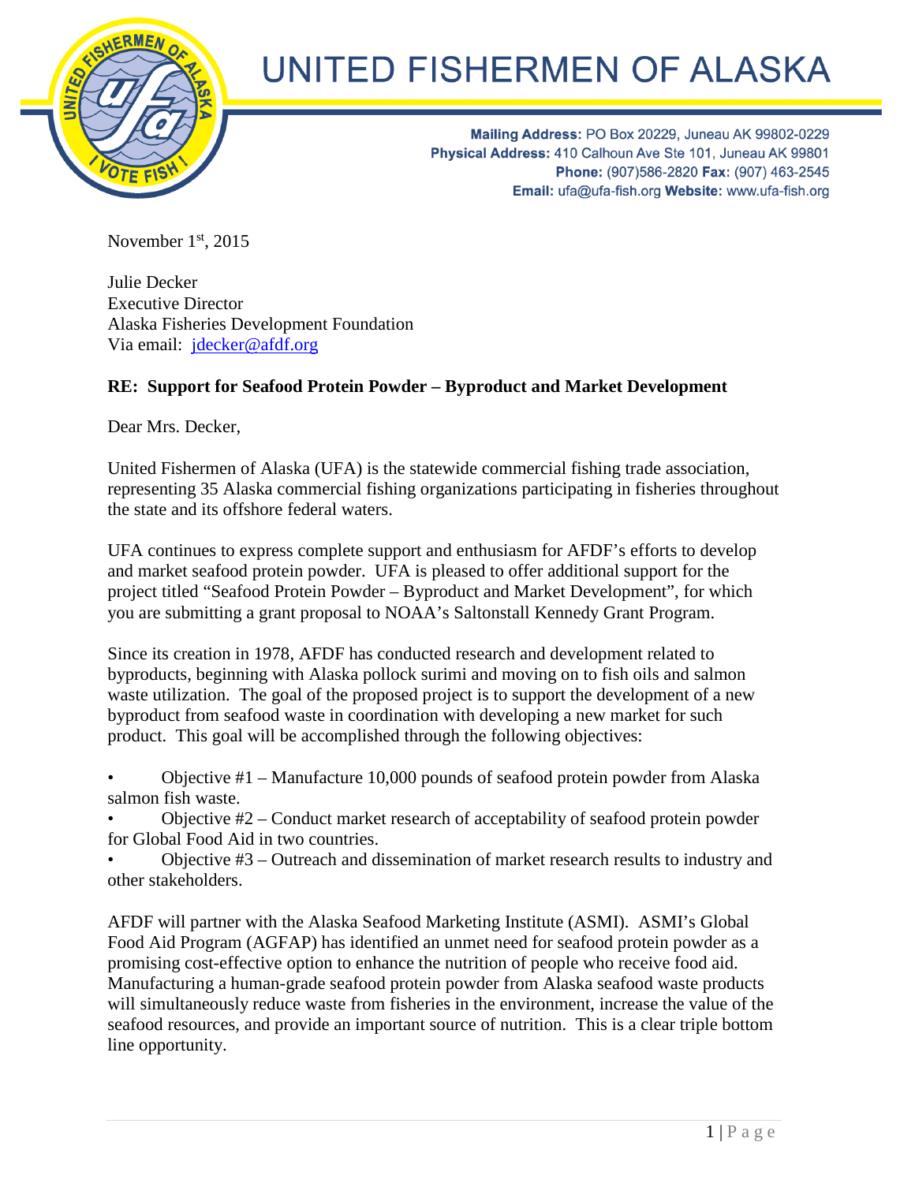# UNITED FISHERMEN OF ALASKA

**Mailing Address:** PO Box 20229, Juneau AK 99802-0229
**Physical Address:** 410 Calhoun Ave Ste 101, Juneau AK 99801
**Phone:** (907)586-2820 **Fax:** (907) 463-2545
**Email:** ufa@ufa-fish.org **Website:** www.ufa-fish.org

November 1st, 2015

Julie Decker
Executive Director
Alaska Fisheries Development Foundation
Via email: jdecker@afdf.org

**RE: Support for Seafood Protein Powder – Byproduct and Market Development**

Dear Mrs. Decker,

United Fishermen of Alaska (UFA) is the statewide commercial fishing trade association, representing 35 Alaska commercial fishing organizations participating in fisheries throughout the state and its offshore federal waters.

UFA continues to express complete support and enthusiasm for AFDF's efforts to develop and market seafood protein powder. UFA is pleased to offer additional support for the project titled "Seafood Protein Powder – Byproduct and Market Development", for which you are submitting a grant proposal to NOAA's Saltonstall Kennedy Grant Program.

Since its creation in 1978, AFDF has conducted research and development related to byproducts, beginning with Alaska pollock surimi and moving on to fish oils and salmon waste utilization. The goal of the proposed project is to support the development of a new byproduct from seafood waste in coordination with developing a new market for such product. This goal will be accomplished through the following objectives:

- Objective #1 – Manufacture 10,000 pounds of seafood protein powder from Alaska salmon fish waste.
- Objective #2 – Conduct market research of acceptability of seafood protein powder for Global Food Aid in two countries.
- Objective #3 – Outreach and dissemination of market research results to industry and other stakeholders.

AFDF will partner with the Alaska Seafood Marketing Institute (ASMI). ASMI's Global Food Aid Program (AGFAP) has identified an unmet need for seafood protein powder as a promising cost-effective option to enhance the nutrition of people who receive food aid. Manufacturing a human-grade seafood protein powder from Alaska seafood waste products will simultaneously reduce waste from fisheries in the environment, increase the value of the seafood resources, and provide an important source of nutrition. This is a clear triple bottom line opportunity.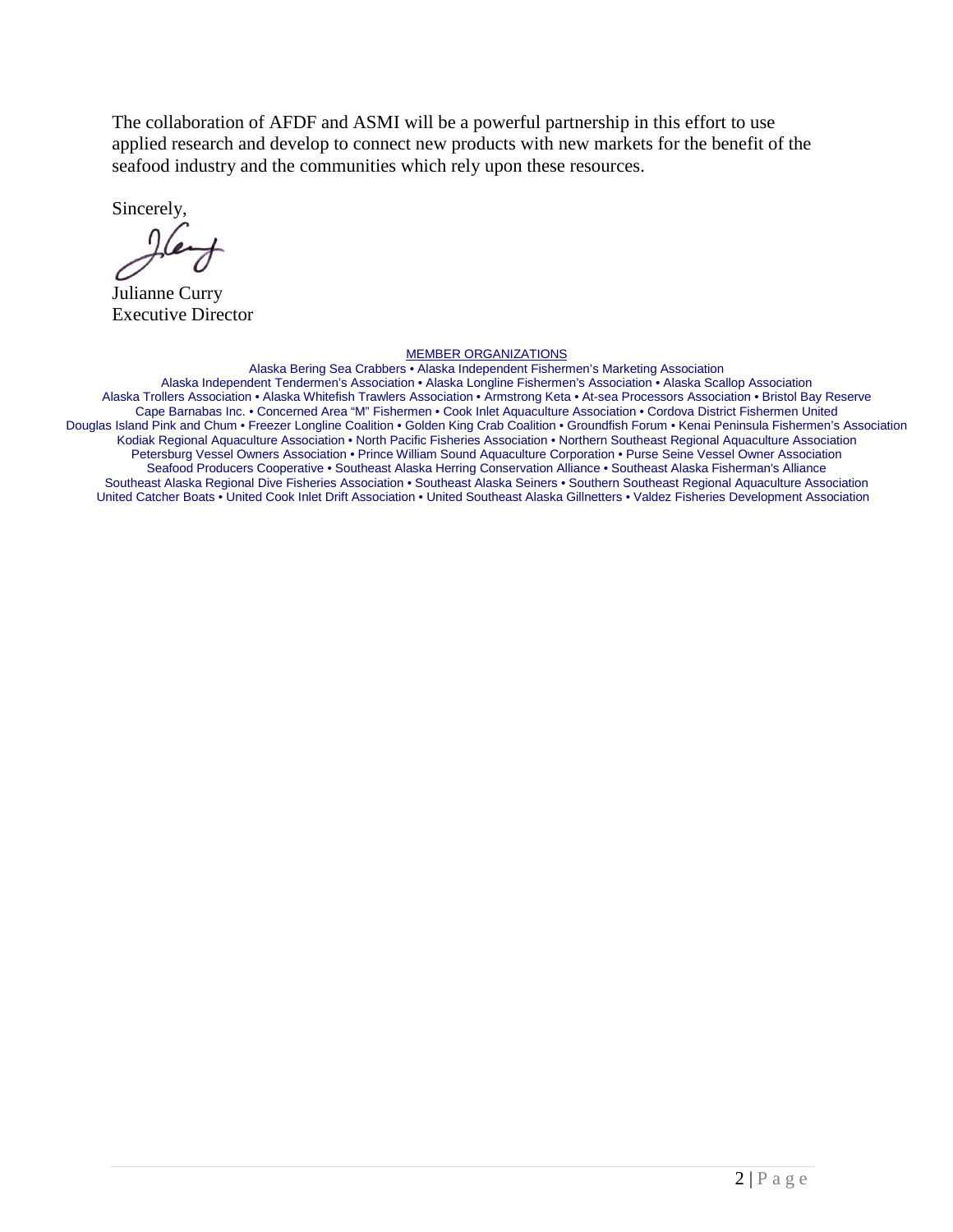The collaboration of AFDF and ASMI will be a powerful partnership in this effort to use applied research and develop to connect new products with new markets for the benefit of the seafood industry and the communities which rely upon these resources.

Sincerely,

Julianne Curry
Executive Director

MEMBER ORGANIZATIONS

Alaska Bering Sea Crabbers • Alaska Independent Fishermen's Marketing Association
Alaska Independent Tendermen's Association • Alaska Longline Fishermen's Association • Alaska Scallop Association
Alaska Trollers Association • Alaska Whitefish Trawlers Association • Armstrong Keta • At-sea Processors Association • Bristol Bay Reserve
Cape Barnabas Inc. • Concerned Area "M" Fishermen • Cook Inlet Aquaculture Association • Cordova District Fishermen United
Douglas Island Pink and Chum • Freezer Longline Coalition • Golden King Crab Coalition • Groundfish Forum • Kenai Peninsula Fishermen's Association
Kodiak Regional Aquaculture Association • North Pacific Fisheries Association • Northern Southeast Regional Aquaculture Association
Petersburg Vessel Owners Association • Prince William Sound Aquaculture Corporation • Purse Seine Vessel Owner Association
Seafood Producers Cooperative • Southeast Alaska Herring Conservation Alliance • Southeast Alaska Fisherman's Alliance
Southeast Alaska Regional Dive Fisheries Association • Southeast Alaska Seiners • Southern Southeast Regional Aquaculture Association
United Catcher Boats • United Cook Inlet Drift Association • United Southeast Alaska Gillnetters • Valdez Fisheries Development Association